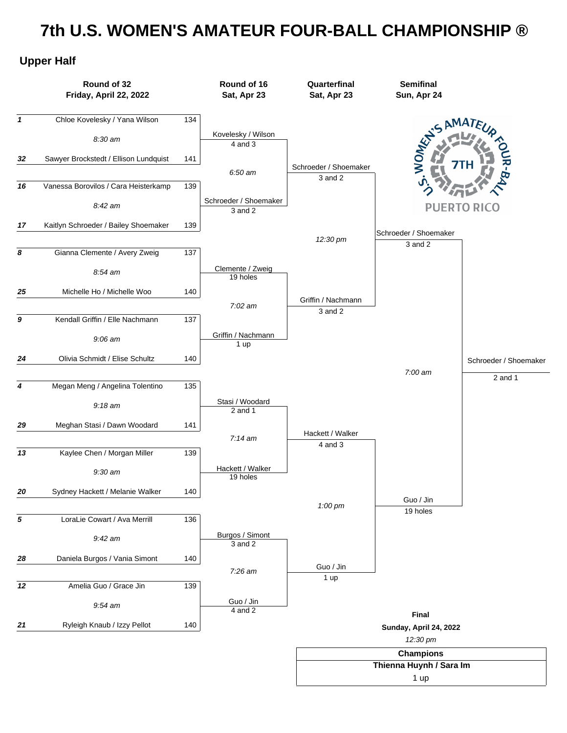# 7th U.S. WOMEN'S AMATEUR FOUR-BALL CHAMPIONSHIP ®

## Upper Half

### Round of 32 — Friday, April 22, 2022

| Seed | Team | Score | Tee Time |
| --- | --- | --- | --- |
| 1 | Chloe Kovelesky / Yana Wilson | 134 | 8:30 am |
| 32 | Sawyer Brockstedt / Ellison Lundquist | 141 | |
| 16 | Vanessa Borovilos / Cara Heisterkamp | 139 | 8:42 am |
| 17 | Kaitlyn Schroeder / Bailey Shoemaker | 139 | |
| 8 | Gianna Clemente / Avery Zweig | 137 | 8:54 am |
| 25 | Michelle Ho / Michelle Woo | 140 | |
| 9 | Kendall Griffin / Elle Nachmann | 137 | 9:06 am |
| 24 | Olivia Schmidt / Elise Schultz | 140 | |
| 4 | Megan Meng / Angelina Tolentino | 135 | 9:18 am |
| 29 | Meghan Stasi / Dawn Woodard | 141 | |
| 13 | Kaylee Chen / Morgan Miller | 139 | 9:30 am |
| 20 | Sydney Hackett / Melanie Walker | 140 | |
| 5 | LoraLie Cowart / Ava Merrill | 136 | 9:42 am |
| 28 | Daniela Burgos / Vania Simont | 140 | |
| 12 | Amelia Guo / Grace Jin | 139 | 9:54 am |
| 21 | Ryleigh Knaub / Izzy Pellot | 140 | |

### Round of 16 — Sat, Apr 23

| Winner | Result | Next Tee Time |
| --- | --- | --- |
| Kovelesky / Wilson | 4 and 3 | 6:50 am |
| Schroeder / Shoemaker | 3 and 2 | |
| Clemente / Zweig | 19 holes | 7:02 am |
| Griffin / Nachmann | 1 up | |
| Stasi / Woodard | 2 and 1 | 7:14 am |
| Hackett / Walker | 19 holes | |
| Burgos / Simont | 3 and 2 | 7:26 am |
| Guo / Jin | 4 and 2 | |

### Quarterfinal — Sat, Apr 23

| Winner | Result | Next Tee Time |
| --- | --- | --- |
| Schroeder / Shoemaker | 3 and 2 | 12:30 pm |
| Griffin / Nachmann | 3 and 2 | |
| Hackett / Walker | 4 and 3 | 1:00 pm |
| Guo / Jin | 1 up | |

### Semifinal — Sun, Apr 24

| Winner | Result | Next Tee Time |
| --- | --- | --- |
| Schroeder / Shoemaker | 3 and 2 | 7:00 am |
| Guo / Jin | 19 holes | |

**Schroeder / Shoemaker** — 2 and 1

### Final

**Sunday, April 24, 2022**

*12:30 pm*

| Champions |
| --- |
| **Thienna Huynh / Sara Im** |
| 1 up |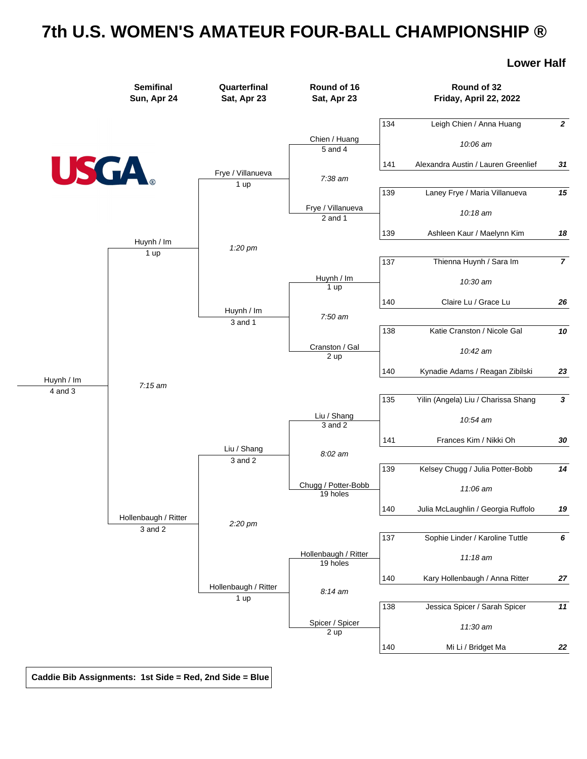# 7th U.S. WOMEN'S AMATEUR FOUR-BALL CHAMPIONSHIP ®

## Lower Half

USGA®

### Round of 32 — Friday, April 22, 2022

| Score | Team | Seed | Time |
|---|---|---|---|
| 134 | Leigh Chien / Anna Huang | 2 | 10:06 am |
| 141 | Alexandra Austin / Lauren Greenlief | 31 | |
| 139 | Laney Frye / Maria Villanueva | 15 | 10:18 am |
| 139 | Ashleen Kaur / Maelynn Kim | 18 | |
| 137 | Thienna Huynh / Sara Im | 7 | 10:30 am |
| 140 | Claire Lu / Grace Lu | 26 | |
| 138 | Katie Cranston / Nicole Gal | 10 | 10:42 am |
| 140 | Kynadie Adams / Reagan Zibilski | 23 | |
| 135 | Yilin (Angela) Liu / Charissa Shang | 3 | 10:54 am |
| 141 | Frances Kim / Nikki Oh | 30 | |
| 139 | Kelsey Chugg / Julia Potter-Bobb | 14 | 11:06 am |
| 140 | Julia McLaughlin / Georgia Ruffolo | 19 | |
| 137 | Sophie Linder / Karoline Tuttle | 6 | 11:18 am |
| 140 | Kary Hollenbaugh / Anna Ritter | 27 | |
| 138 | Jessica Spicer / Sarah Spicer | 11 | 11:30 am |
| 140 | Mi Li / Bridget Ma | 22 | |

### Round of 16 — Sat, Apr 23

| Winner | Result | Time |
|---|---|---|
| Chien / Huang | 5 and 4 | 7:38 am |
| Frye / Villanueva | 2 and 1 | |
| Huynh / Im | 1 up | 7:50 am |
| Cranston / Gal | 2 up | |
| Liu / Shang | 3 and 2 | 8:02 am |
| Chugg / Potter-Bobb | 19 holes | |
| Hollenbaugh / Ritter | 19 holes | 8:14 am |
| Spicer / Spicer | 2 up | |

### Quarterfinal — Sat, Apr 23

| Winner | Result | Time |
|---|---|---|
| Frye / Villanueva | 1 up | 1:20 pm |
| Huynh / Im | 3 and 1 | |
| Liu / Shang | 3 and 2 | 2:20 pm |
| Hollenbaugh / Ritter | 1 up | |

### Semifinal — Sun, Apr 24

| Winner | Result | Time |
|---|---|---|
| Huynh / Im | 1 up | 7:15 am |
| Hollenbaugh / Ritter | 3 and 2 | |

### Final

Huynh / Im — 4 and 3

**Caddie Bib Assignments: 1st Side = Red, 2nd Side = Blue**